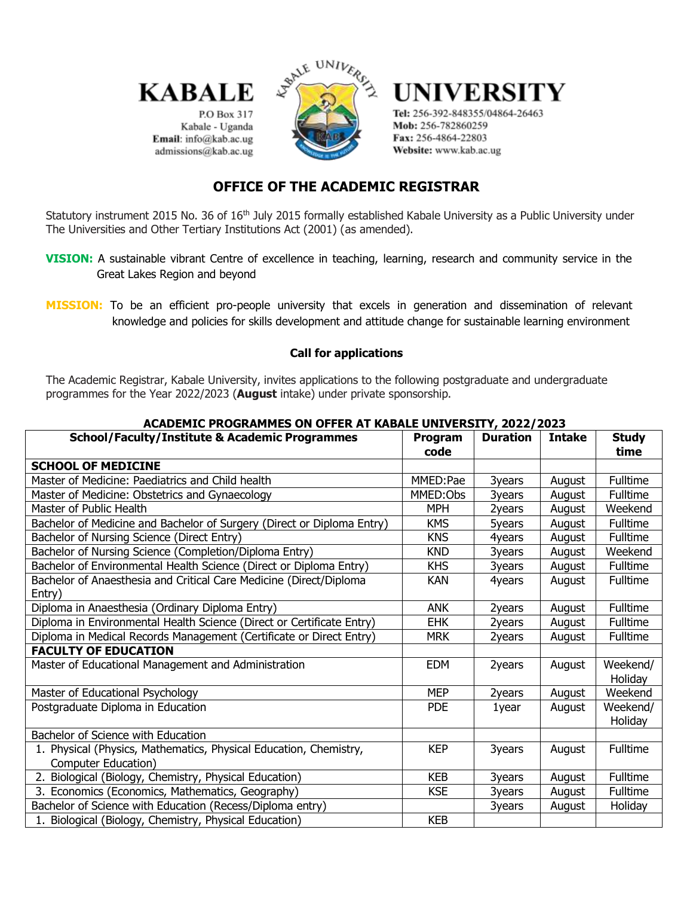# KABALE UNIVERSITY

P.O Box 317
Kabale - Uganda
**Email**: info@kab.ac.ug
admissions@kab.ac.ug

**Tel:** 256-392-848355/04864-26463
**Mob:** 256-782860259
**Fax:** 256-4864-22803
**Website:** www.kab.ac.ug

## OFFICE OF THE ACADEMIC REGISTRAR

Statutory instrument 2015 No. 36 of 16th July 2015 formally established Kabale University as a Public University under The Universities and Other Tertiary Institutions Act (2001) (as amended).

**VISION:** A sustainable vibrant Centre of excellence in teaching, learning, research and community service in the Great Lakes Region and beyond

**MISSION:** To be an efficient pro-people university that excels in generation and dissemination of relevant knowledge and policies for skills development and attitude change for sustainable learning environment

### Call for applications

The Academic Registrar, Kabale University, invites applications to the following postgraduate and undergraduate programmes for the Year 2022/2023 (**August** intake) under private sponsorship.

**ACADEMIC PROGRAMMES ON OFFER AT KABALE UNIVERSITY, 2022/2023**

| School/Faculty/Institute & Academic Programmes | Program code | Duration | Intake | Study time |
|---|---|---|---|---|
| **SCHOOL OF MEDICINE** | | | | |
| Master of Medicine: Paediatrics and Child health | MMED:Pae | 3years | August | Fulltime |
| Master of Medicine: Obstetrics and Gynaecology | MMED:Obs | 3years | August | Fulltime |
| Master of Public Health | MPH | 2years | August | Weekend |
| Bachelor of Medicine and Bachelor of Surgery (Direct or Diploma Entry) | KMS | 5years | August | Fulltime |
| Bachelor of Nursing Science (Direct Entry) | KNS | 4years | August | Fulltime |
| Bachelor of Nursing Science (Completion/Diploma Entry) | KND | 3years | August | Weekend |
| Bachelor of Environmental Health Science (Direct or Diploma Entry) | KHS | 3years | August | Fulltime |
| Bachelor of Anaesthesia and Critical Care Medicine (Direct/Diploma Entry) | KAN | 4years | August | Fulltime |
| Diploma in Anaesthesia (Ordinary Diploma Entry) | ANK | 2years | August | Fulltime |
| Diploma in Environmental Health Science (Direct or Certificate Entry) | EHK | 2years | August | Fulltime |
| Diploma in Medical Records Management (Certificate or Direct Entry) | MRK | 2years | August | Fulltime |
| **FACULTY OF EDUCATION** | | | | |
| Master of Educational Management and Administration | EDM | 2years | August | Weekend/ Holiday |
| Master of Educational Psychology | MEP | 2years | August | Weekend |
| Postgraduate Diploma in Education | PDE | 1year | August | Weekend/ Holiday |
| Bachelor of Science with Education | | | | |
| 1. Physical (Physics, Mathematics, Physical Education, Chemistry, Computer Education) | KEP | 3years | August | Fulltime |
| 2. Biological (Biology, Chemistry, Physical Education) | KEB | 3years | August | Fulltime |
| 3. Economics (Economics, Mathematics, Geography) | KSE | 3years | August | Fulltime |
| Bachelor of Science with Education (Recess/Diploma entry) | | 3years | August | Holiday |
| 1. Biological (Biology, Chemistry, Physical Education) | KEB | | | |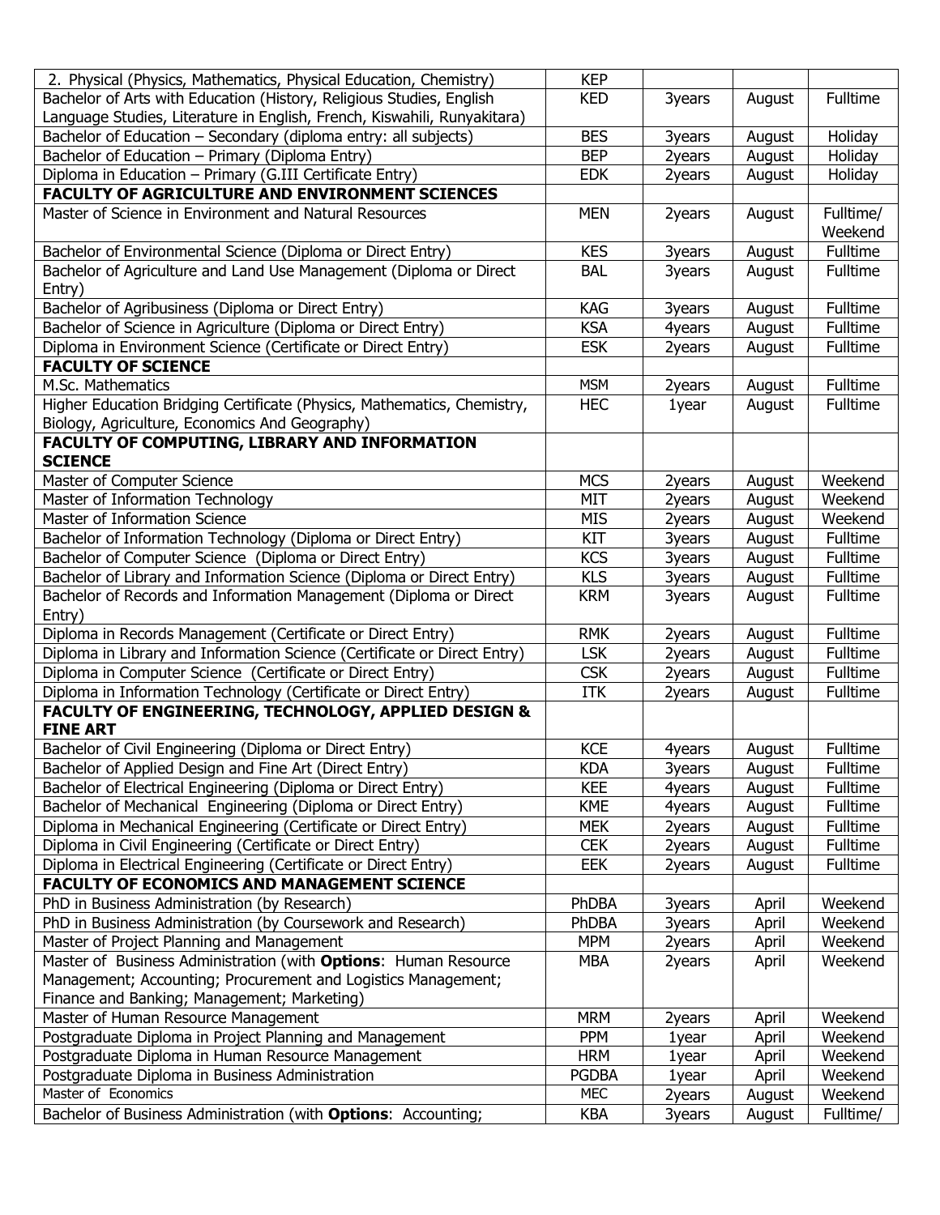| | | | | |
|---|---|---|---|---|
| 2. Physical (Physics, Mathematics, Physical Education, Chemistry) | KEP | | | |
| Bachelor of Arts with Education (History, Religious Studies, English Language Studies, Literature in English, French, Kiswahili, Runyakitara) | KED | 3years | August | Fulltime |
| Bachelor of Education – Secondary (diploma entry: all subjects) | BES | 3years | August | Holiday |
| Bachelor of Education – Primary (Diploma Entry) | BEP | 2years | August | Holiday |
| Diploma in Education – Primary (G.III Certificate Entry) | EDK | 2years | August | Holiday |
| **FACULTY OF AGRICULTURE AND ENVIRONMENT SCIENCES** | | | | |
| Master of Science in Environment and Natural Resources | MEN | 2years | August | Fulltime/ Weekend |
| Bachelor of Environmental Science (Diploma or Direct Entry) | KES | 3years | August | Fulltime |
| Bachelor of Agriculture and Land Use Management (Diploma or Direct Entry) | BAL | 3years | August | Fulltime |
| Bachelor of Agribusiness (Diploma or Direct Entry) | KAG | 3years | August | Fulltime |
| Bachelor of Science in Agriculture (Diploma or Direct Entry) | KSA | 4years | August | Fulltime |
| Diploma in Environment Science (Certificate or Direct Entry) | ESK | 2years | August | Fulltime |
| **FACULTY OF SCIENCE** | | | | |
| M.Sc. Mathematics | MSM | 2years | August | Fulltime |
| Higher Education Bridging Certificate (Physics, Mathematics, Chemistry, Biology, Agriculture, Economics And Geography) | HEC | 1year | August | Fulltime |
| **FACULTY OF COMPUTING, LIBRARY AND INFORMATION SCIENCE** | | | | |
| Master of Computer Science | MCS | 2years | August | Weekend |
| Master of Information Technology | MIT | 2years | August | Weekend |
| Master of Information Science | MIS | 2years | August | Weekend |
| Bachelor of Information Technology (Diploma or Direct Entry) | KIT | 3years | August | Fulltime |
| Bachelor of Computer Science (Diploma or Direct Entry) | KCS | 3years | August | Fulltime |
| Bachelor of Library and Information Science (Diploma or Direct Entry) | KLS | 3years | August | Fulltime |
| Bachelor of Records and Information Management (Diploma or Direct Entry) | KRM | 3years | August | Fulltime |
| Diploma in Records Management (Certificate or Direct Entry) | RMK | 2years | August | Fulltime |
| Diploma in Library and Information Science (Certificate or Direct Entry) | LSK | 2years | August | Fulltime |
| Diploma in Computer Science (Certificate or Direct Entry) | CSK | 2years | August | Fulltime |
| Diploma in Information Technology (Certificate or Direct Entry) | ITK | 2years | August | Fulltime |
| **FACULTY OF ENGINEERING, TECHNOLOGY, APPLIED DESIGN & FINE ART** | | | | |
| Bachelor of Civil Engineering (Diploma or Direct Entry) | KCE | 4years | August | Fulltime |
| Bachelor of Applied Design and Fine Art (Direct Entry) | KDA | 3years | August | Fulltime |
| Bachelor of Electrical Engineering (Diploma or Direct Entry) | KEE | 4years | August | Fulltime |
| Bachelor of Mechanical Engineering (Diploma or Direct Entry) | KME | 4years | August | Fulltime |
| Diploma in Mechanical Engineering (Certificate or Direct Entry) | MEK | 2years | August | Fulltime |
| Diploma in Civil Engineering (Certificate or Direct Entry) | CEK | 2years | August | Fulltime |
| Diploma in Electrical Engineering (Certificate or Direct Entry) | EEK | 2years | August | Fulltime |
| **FACULTY OF ECONOMICS AND MANAGEMENT SCIENCE** | | | | |
| PhD in Business Administration (by Research) | PhDBA | 3years | April | Weekend |
| PhD in Business Administration (by Coursework and Research) | PhDBA | 3years | April | Weekend |
| Master of Project Planning and Management | MPM | 2years | April | Weekend |
| Master of Business Administration (with **Options**: Human Resource Management; Accounting; Procurement and Logistics Management; Finance and Banking; Management; Marketing) | MBA | 2years | April | Weekend |
| Master of Human Resource Management | MRM | 2years | April | Weekend |
| Postgraduate Diploma in Project Planning and Management | PPM | 1year | April | Weekend |
| Postgraduate Diploma in Human Resource Management | HRM | 1year | April | Weekend |
| Postgraduate Diploma in Business Administration | PGDBA | 1year | April | Weekend |
| Master of Economics | MEC | 2years | August | Weekend |
| Bachelor of Business Administration (with **Options**: Accounting; | KBA | 3years | August | Fulltime/ |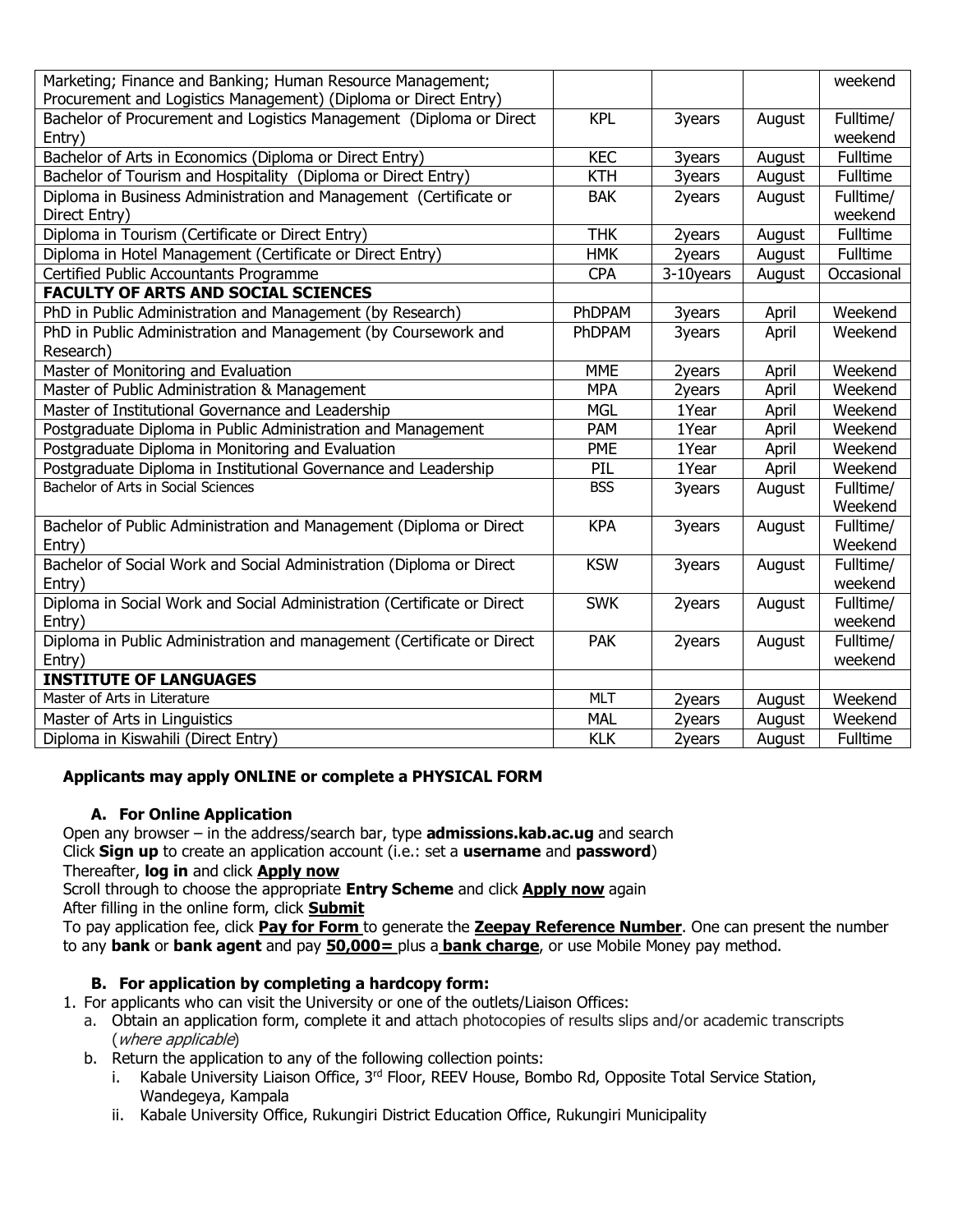| | | | | |
|---|---|---|---|---|
| Marketing; Finance and Banking; Human Resource Management; Procurement and Logistics Management) (Diploma or Direct Entry) | | | | weekend |
| Bachelor of Procurement and Logistics Management (Diploma or Direct Entry) | KPL | 3years | August | Fulltime/ weekend |
| Bachelor of Arts in Economics (Diploma or Direct Entry) | KEC | 3years | August | Fulltime |
| Bachelor of Tourism and Hospitality (Diploma or Direct Entry) | KTH | 3years | August | Fulltime |
| Diploma in Business Administration and Management (Certificate or Direct Entry) | BAK | 2years | August | Fulltime/ weekend |
| Diploma in Tourism (Certificate or Direct Entry) | THK | 2years | August | Fulltime |
| Diploma in Hotel Management (Certificate or Direct Entry) | HMK | 2years | August | Fulltime |
| Certified Public Accountants Programme | CPA | 3-10years | August | Occasional |
| **FACULTY OF ARTS AND SOCIAL SCIENCES** | | | | |
| PhD in Public Administration and Management (by Research) | PhDPAM | 3years | April | Weekend |
| PhD in Public Administration and Management (by Coursework and Research) | PhDPAM | 3years | April | Weekend |
| Master of Monitoring and Evaluation | MME | 2years | April | Weekend |
| Master of Public Administration & Management | MPA | 2years | April | Weekend |
| Master of Institutional Governance and Leadership | MGL | 1Year | April | Weekend |
| Postgraduate Diploma in Public Administration and Management | PAM | 1Year | April | Weekend |
| Postgraduate Diploma in Monitoring and Evaluation | PME | 1Year | April | Weekend |
| Postgraduate Diploma in Institutional Governance and Leadership | PIL | 1Year | April | Weekend |
| Bachelor of Arts in Social Sciences | BSS | 3years | August | Fulltime/ Weekend |
| Bachelor of Public Administration and Management (Diploma or Direct Entry) | KPA | 3years | August | Fulltime/ Weekend |
| Bachelor of Social Work and Social Administration (Diploma or Direct Entry) | KSW | 3years | August | Fulltime/ weekend |
| Diploma in Social Work and Social Administration (Certificate or Direct Entry) | SWK | 2years | August | Fulltime/ weekend |
| Diploma in Public Administration and management (Certificate or Direct Entry) | PAK | 2years | August | Fulltime/ weekend |
| **INSTITUTE OF LANGUAGES** | | | | |
| Master of Arts in Literature | MLT | 2years | August | Weekend |
| Master of Arts in Linguistics | MAL | 2years | August | Weekend |
| Diploma in Kiswahili (Direct Entry) | KLK | 2years | August | Fulltime |

**Applicants may apply ONLINE or complete a PHYSICAL FORM**

**A. For Online Application**

Open any browser – in the address/search bar, type **admissions.kab.ac.ug** and search
Click **Sign up** to create an application account (i.e.: set a **username** and **password**)
Thereafter, **log in** and click **Apply now**
Scroll through to choose the appropriate **Entry Scheme** and click **Apply now** again
After filling in the online form, click **Submit**
To pay application fee, click **Pay for Form** to generate the **Zeepay Reference Number**. One can present the number to any **bank** or **bank agent** and pay **50,000=** plus a **bank charge**, or use Mobile Money pay method.

**B. For application by completing a hardcopy form:**

1. For applicants who can visit the University or one of the outlets/Liaison Offices:
   a. Obtain an application form, complete it and attach photocopies of results slips and/or academic transcripts (*where applicable*)
   b. Return the application to any of the following collection points:
      i. Kabale University Liaison Office, 3rd Floor, REEV House, Bombo Rd, Opposite Total Service Station, Wandegeya, Kampala
      ii. Kabale University Office, Rukungiri District Education Office, Rukungiri Municipality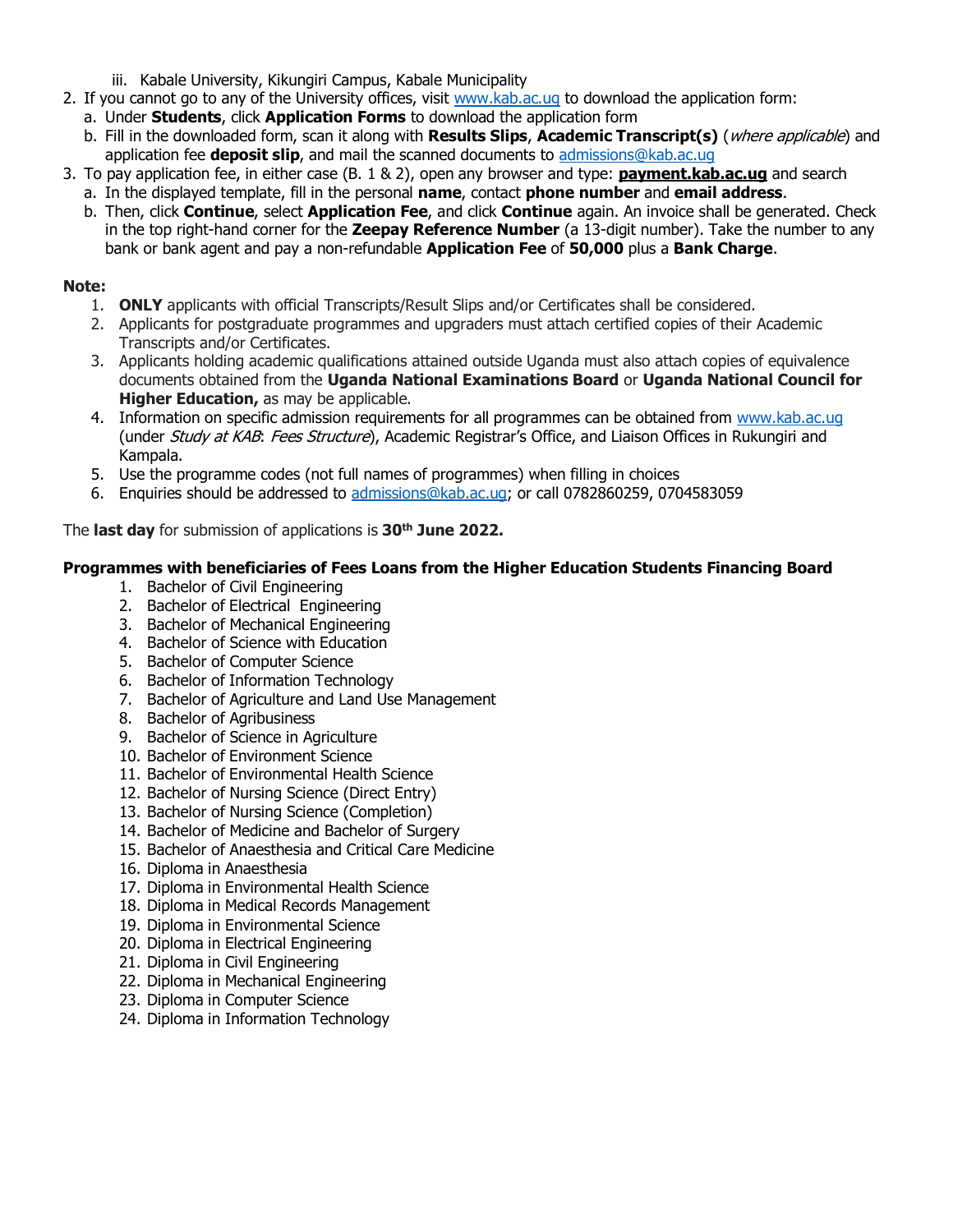iii. Kabale University, Kikungiri Campus, Kabale Municipality

2. If you cannot go to any of the University offices, visit www.kab.ac.ug to download the application form:
   a. Under **Students**, click **Application Forms** to download the application form
   b. Fill in the downloaded form, scan it along with **Results Slips**, **Academic Transcript(s)** (*where applicable*) and application fee **deposit slip**, and mail the scanned documents to admissions@kab.ac.ug
3. To pay application fee, in either case (B. 1 & 2), open any browser and type: **payment.kab.ac.ug** and search
   a. In the displayed template, fill in the personal **name**, contact **phone number** and **email address**.
   b. Then, click **Continue**, select **Application Fee**, and click **Continue** again. An invoice shall be generated. Check in the top right-hand corner for the **Zeepay Reference Number** (a 13-digit number). Take the number to any bank or bank agent and pay a non-refundable **Application Fee** of **50,000** plus a **Bank Charge**.

**Note:**

1. **ONLY** applicants with official Transcripts/Result Slips and/or Certificates shall be considered.
2. Applicants for postgraduate programmes and upgraders must attach certified copies of their Academic Transcripts and/or Certificates.
3. Applicants holding academic qualifications attained outside Uganda must also attach copies of equivalence documents obtained from the **Uganda National Examinations Board** or **Uganda National Council for Higher Education,** as may be applicable.
4. Information on specific admission requirements for all programmes can be obtained from www.kab.ac.ug (under *Study at KAB*: *Fees Structure*), Academic Registrar's Office, and Liaison Offices in Rukungiri and Kampala.
5. Use the programme codes (not full names of programmes) when filling in choices
6. Enquiries should be addressed to admissions@kab.ac.ug; or call 0782860259, 0704583059

The **last day** for submission of applications is **30th June 2022.**

**Programmes with beneficiaries of Fees Loans from the Higher Education Students Financing Board**

1. Bachelor of Civil Engineering
2. Bachelor of Electrical Engineering
3. Bachelor of Mechanical Engineering
4. Bachelor of Science with Education
5. Bachelor of Computer Science
6. Bachelor of Information Technology
7. Bachelor of Agriculture and Land Use Management
8. Bachelor of Agribusiness
9. Bachelor of Science in Agriculture
10. Bachelor of Environment Science
11. Bachelor of Environmental Health Science
12. Bachelor of Nursing Science (Direct Entry)
13. Bachelor of Nursing Science (Completion)
14. Bachelor of Medicine and Bachelor of Surgery
15. Bachelor of Anaesthesia and Critical Care Medicine
16. Diploma in Anaesthesia
17. Diploma in Environmental Health Science
18. Diploma in Medical Records Management
19. Diploma in Environmental Science
20. Diploma in Electrical Engineering
21. Diploma in Civil Engineering
22. Diploma in Mechanical Engineering
23. Diploma in Computer Science
24. Diploma in Information Technology